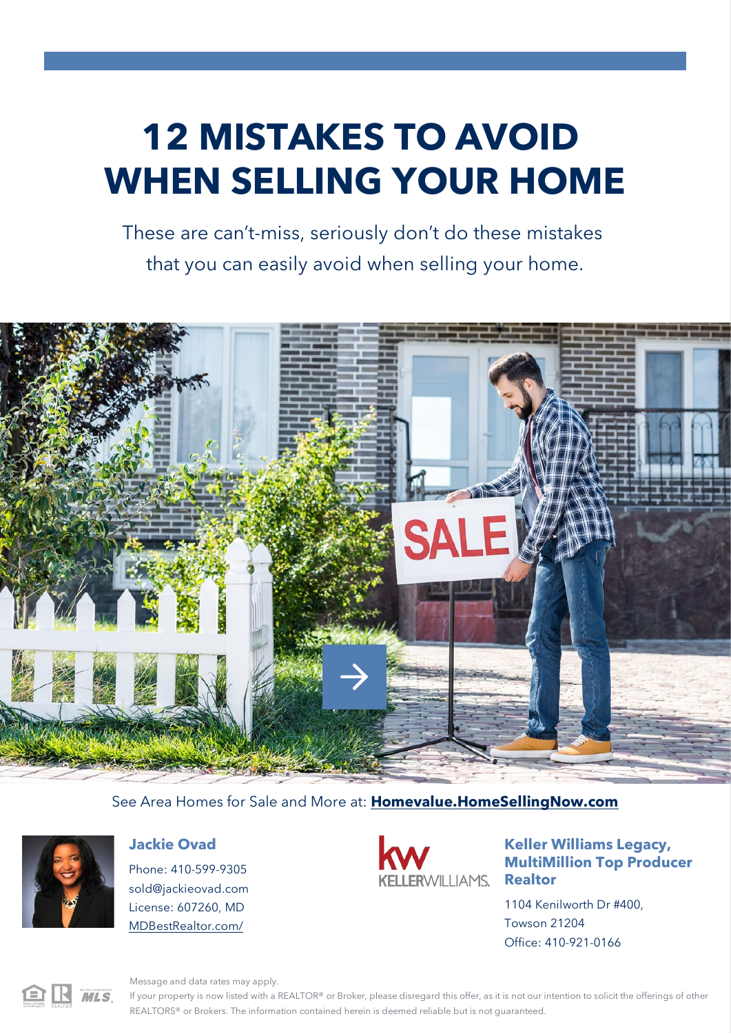# 12 MISTAKES TO AVOID WHEN SELLING YOUR HOME

These are can't-miss, seriously don't do these mistakes that you can easily avoid when selling your home.

See Area Homes for Sale and More at: **Homevalue.HomeSellingNow.com**

**Jackie Ovad**
Phone: 410-599-9305
sold@jackieovad.com
License: 607260, MD
MDBestRealtor.com/

**Keller Williams Legacy, MultiMillion Top Producer Realtor**
1104 Kenilworth Dr #400,
Towson 21204
Office: 410-921-0166

Message and data rates may apply.
If your property is now listed with a REALTOR® or Broker, please disregard this offer, as it is not our intention to solicit the offerings of other REALTORS® or Brokers. The information contained herein is deemed reliable but is not guaranteed.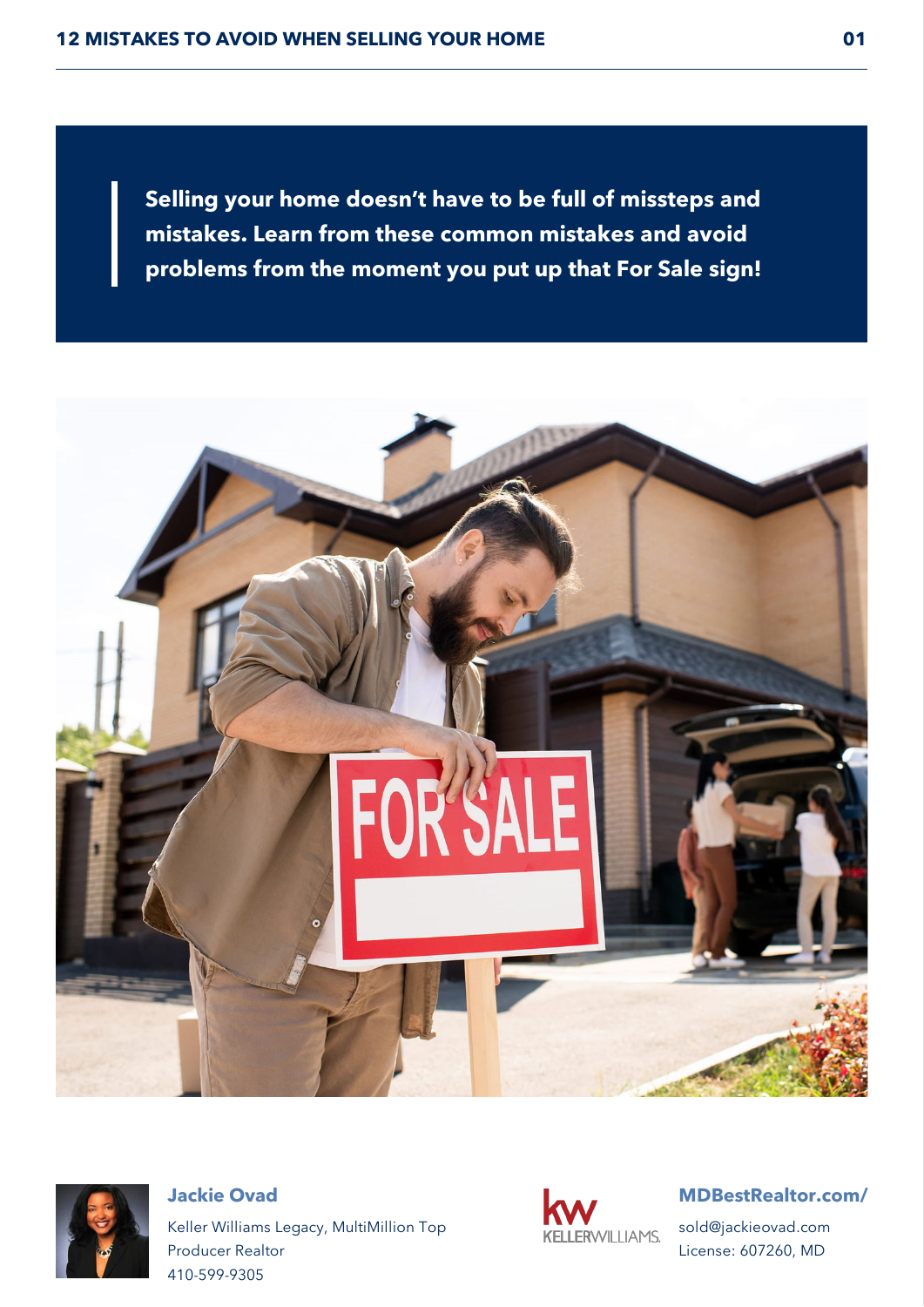> **Selling your home doesn't have to be full of missteps and mistakes. Learn from these common mistakes and avoid problems from the moment you put up that For Sale sign!**

**Jackie Ovad**

Keller Williams Legacy, MultiMillion Top Producer Realtor

410-599-9305

**MDBestRealtor.com/**

sold@jackieovad.com

License: 607260, MD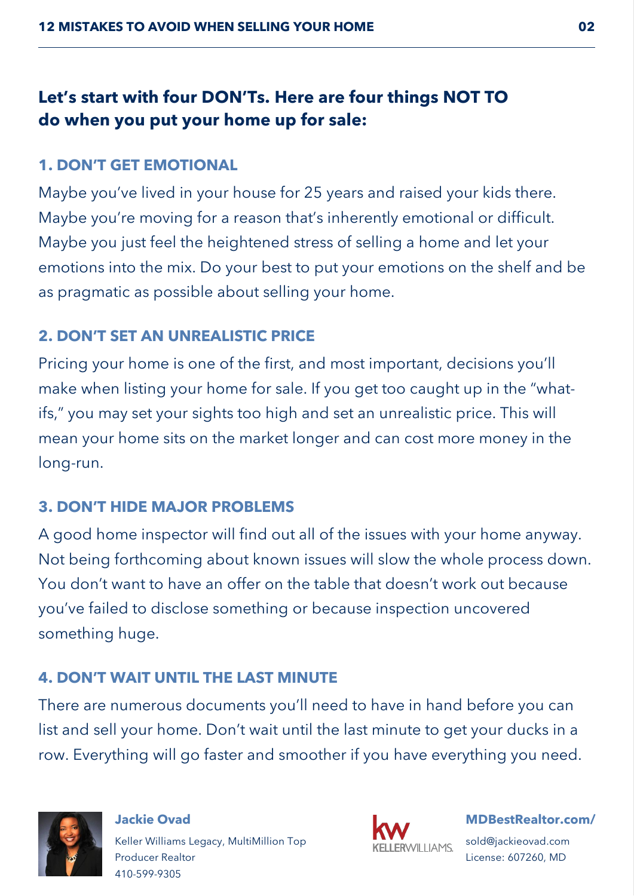**Let's start with four DON'Ts. Here are four things NOT TO do when you put your home up for sale:**

### 1. DON'T GET EMOTIONAL

Maybe you've lived in your house for 25 years and raised your kids there. Maybe you're moving for a reason that's inherently emotional or difficult. Maybe you just feel the heightened stress of selling a home and let your emotions into the mix. Do your best to put your emotions on the shelf and be as pragmatic as possible about selling your home.

### 2. DON'T SET AN UNREALISTIC PRICE

Pricing your home is one of the first, and most important, decisions you'll make when listing your home for sale. If you get too caught up in the "what-ifs," you may set your sights too high and set an unrealistic price. This will mean your home sits on the market longer and can cost more money in the long-run.

### 3. DON'T HIDE MAJOR PROBLEMS

A good home inspector will find out all of the issues with your home anyway. Not being forthcoming about known issues will slow the whole process down. You don't want to have an offer on the table that doesn't work out because you've failed to disclose something or because inspection uncovered something huge.

### 4. DON'T WAIT UNTIL THE LAST MINUTE

There are numerous documents you'll need to have in hand before you can list and sell your home. Don't wait until the last minute to get your ducks in a row. Everything will go faster and smoother if you have everything you need.

**Jackie Ovad**
Keller Williams Legacy, MultiMillion Top Producer Realtor
410-599-9305

KELLERWILLIAMS.

**MDBestRealtor.com/**
sold@jackieovad.com
License: 607260, MD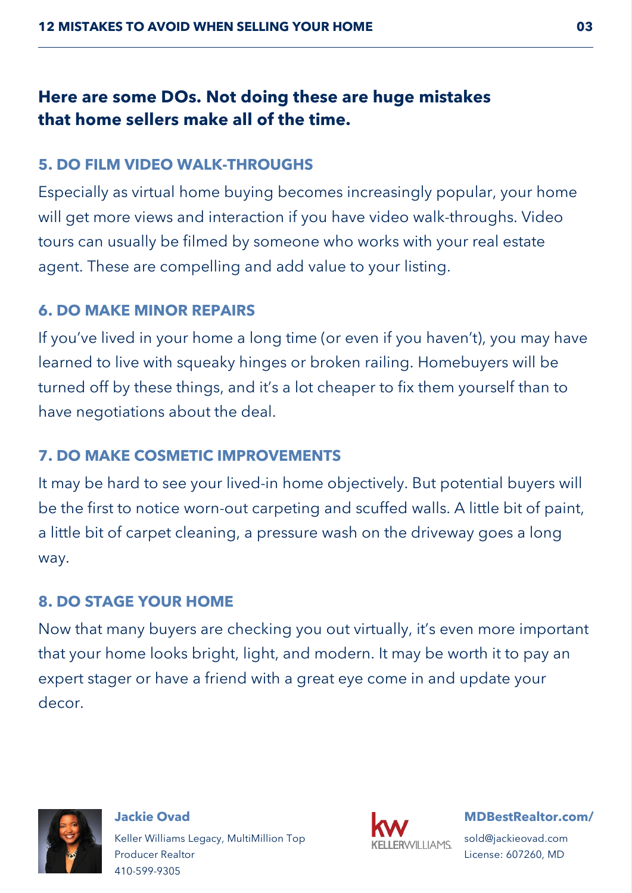**Here are some DOs. Not doing these are huge mistakes that home sellers make all of the time.**

### 5. DO FILM VIDEO WALK-THROUGHS

Especially as virtual home buying becomes increasingly popular, your home will get more views and interaction if you have video walk-throughs. Video tours can usually be filmed by someone who works with your real estate agent. These are compelling and add value to your listing.

### 6. DO MAKE MINOR REPAIRS

If you've lived in your home a long time (or even if you haven't), you may have learned to live with squeaky hinges or broken railing. Homebuyers will be turned off by these things, and it's a lot cheaper to fix them yourself than to have negotiations about the deal.

### 7. DO MAKE COSMETIC IMPROVEMENTS

It may be hard to see your lived-in home objectively. But potential buyers will be the first to notice worn-out carpeting and scuffed walls. A little bit of paint, a little bit of carpet cleaning, a pressure wash on the driveway goes a long way.

### 8. DO STAGE YOUR HOME

Now that many buyers are checking you out virtually, it's even more important that your home looks bright, light, and modern. It may be worth it to pay an expert stager or have a friend with a great eye come in and update your decor.

**Jackie Ovad**
Keller Williams Legacy, MultiMillion Top Producer Realtor
410-599-9305

**MDBestRealtor.com/**
sold@jackieovad.com
License: 607260, MD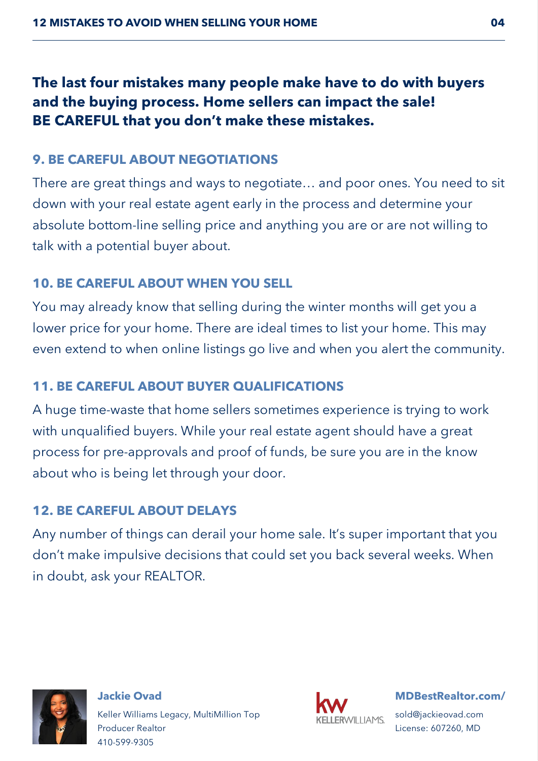**The last four mistakes many people make have to do with buyers and the buying process. Home sellers can impact the sale! BE CAREFUL that you don't make these mistakes.**

## 9. BE CAREFUL ABOUT NEGOTIATIONS

There are great things and ways to negotiate… and poor ones. You need to sit down with your real estate agent early in the process and determine your absolute bottom-line selling price and anything you are or are not willing to talk with a potential buyer about.

## 10. BE CAREFUL ABOUT WHEN YOU SELL

You may already know that selling during the winter months will get you a lower price for your home. There are ideal times to list your home. This may even extend to when online listings go live and when you alert the community.

## 11. BE CAREFUL ABOUT BUYER QUALIFICATIONS

A huge time-waste that home sellers sometimes experience is trying to work with unqualified buyers. While your real estate agent should have a great process for pre-approvals and proof of funds, be sure you are in the know about who is being let through your door.

## 12. BE CAREFUL ABOUT DELAYS

Any number of things can derail your home sale. It's super important that you don't make impulsive decisions that could set you back several weeks. When in doubt, ask your REALTOR.

**Jackie Ovad**
Keller Williams Legacy, MultiMillion Top Producer Realtor
410-599-9305

**MDBestRealtor.com/**
sold@jackieovad.com
License: 607260, MD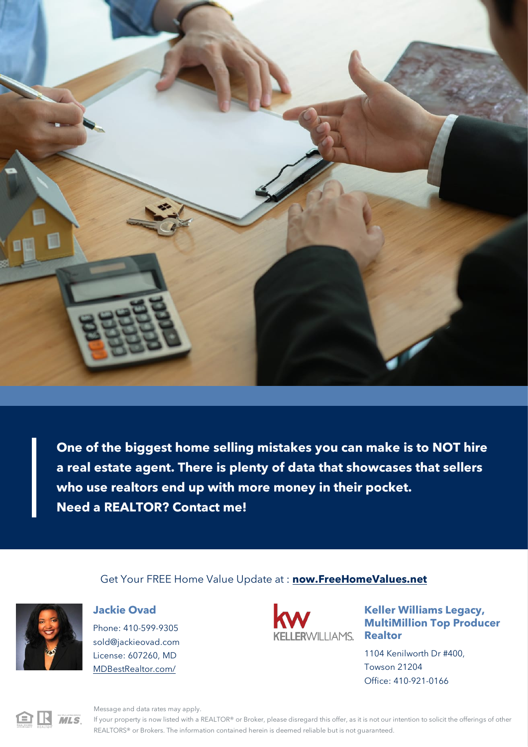**One of the biggest home selling mistakes you can make is to NOT hire a real estate agent. There is plenty of data that showcases that sellers who use realtors end up with more money in their pocket.**
**Need a REALTOR? Contact me!**

Get Your FREE Home Value Update at : **now.FreeHomeValues.net**

**Jackie Ovad**
Phone: 410-599-9305
sold@jackieovad.com
License: 607260, MD
MDBestRealtor.com/

**Keller Williams Legacy, MultiMillion Top Producer Realtor**
1104 Kenilworth Dr #400,
Towson 21204
Office: 410-921-0166

Message and data rates may apply.
If your property is now listed with a REALTOR® or Broker, please disregard this offer, as it is not our intention to solicit the offerings of other REALTORS® or Brokers. The information contained herein is deemed reliable but is not guaranteed.